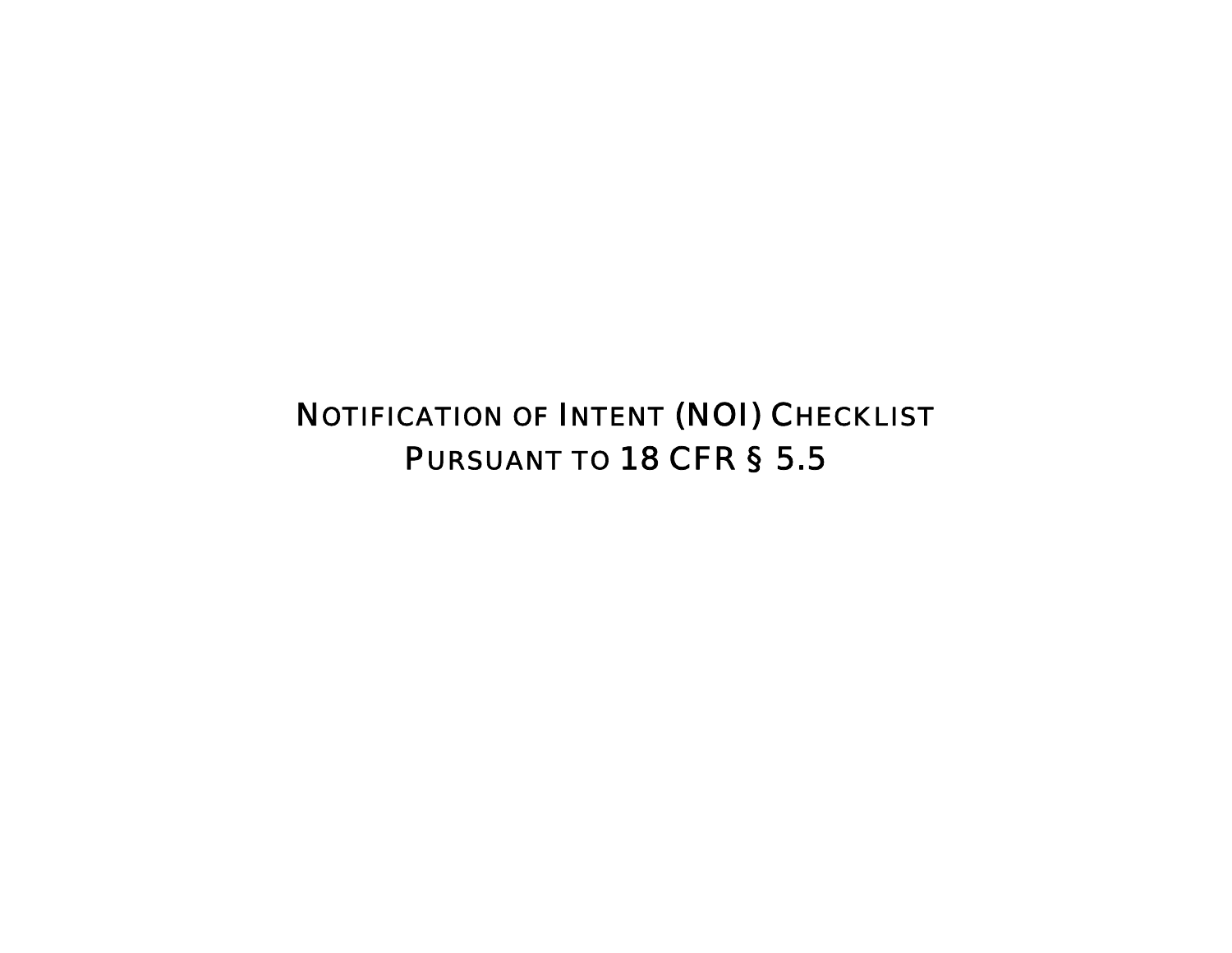# NOTIFICATION OF INTENT (NOI) CHECKLIST
# PURSUANT TO 18 CFR § 5.5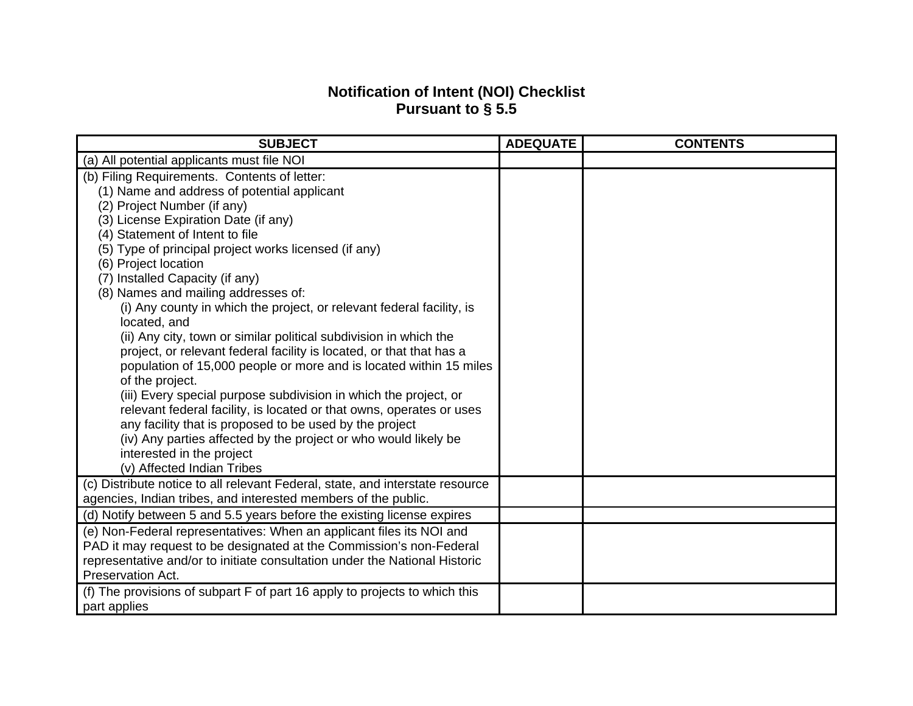# Notification of Intent (NOI) Checklist
## Pursuant to § 5.5

| SUBJECT | ADEQUATE | CONTENTS |
|---|---|---|
| (a) All potential applicants must file NOI | | |
| (b) Filing Requirements. Contents of letter:<br>(1) Name and address of potential applicant<br>(2) Project Number (if any)<br>(3) License Expiration Date (if any)<br>(4) Statement of Intent to file<br>(5) Type of principal project works licensed (if any)<br>(6) Project location<br>(7) Installed Capacity (if any)<br>(8) Names and mailing addresses of:<br>(i) Any county in which the project, or relevant federal facility, is located, and<br>(ii) Any city, town or similar political subdivision in which the project, or relevant federal facility is located, or that that has a population of 15,000 people or more and is located within 15 miles of the project.<br>(iii) Every special purpose subdivision in which the project, or relevant federal facility, is located or that owns, operates or uses any facility that is proposed to be used by the project<br>(iv) Any parties affected by the project or who would likely be interested in the project<br>(v) Affected Indian Tribes | | |
| (c) Distribute notice to all relevant Federal, state, and interstate resource agencies, Indian tribes, and interested members of the public. | | |
| (d) Notify between 5 and 5.5 years before the existing license expires | | |
| (e) Non-Federal representatives: When an applicant files its NOI and PAD it may request to be designated at the Commission's non-Federal representative and/or to initiate consultation under the National Historic Preservation Act. | | |
| (f) The provisions of subpart F of part 16 apply to projects to which this part applies | | |